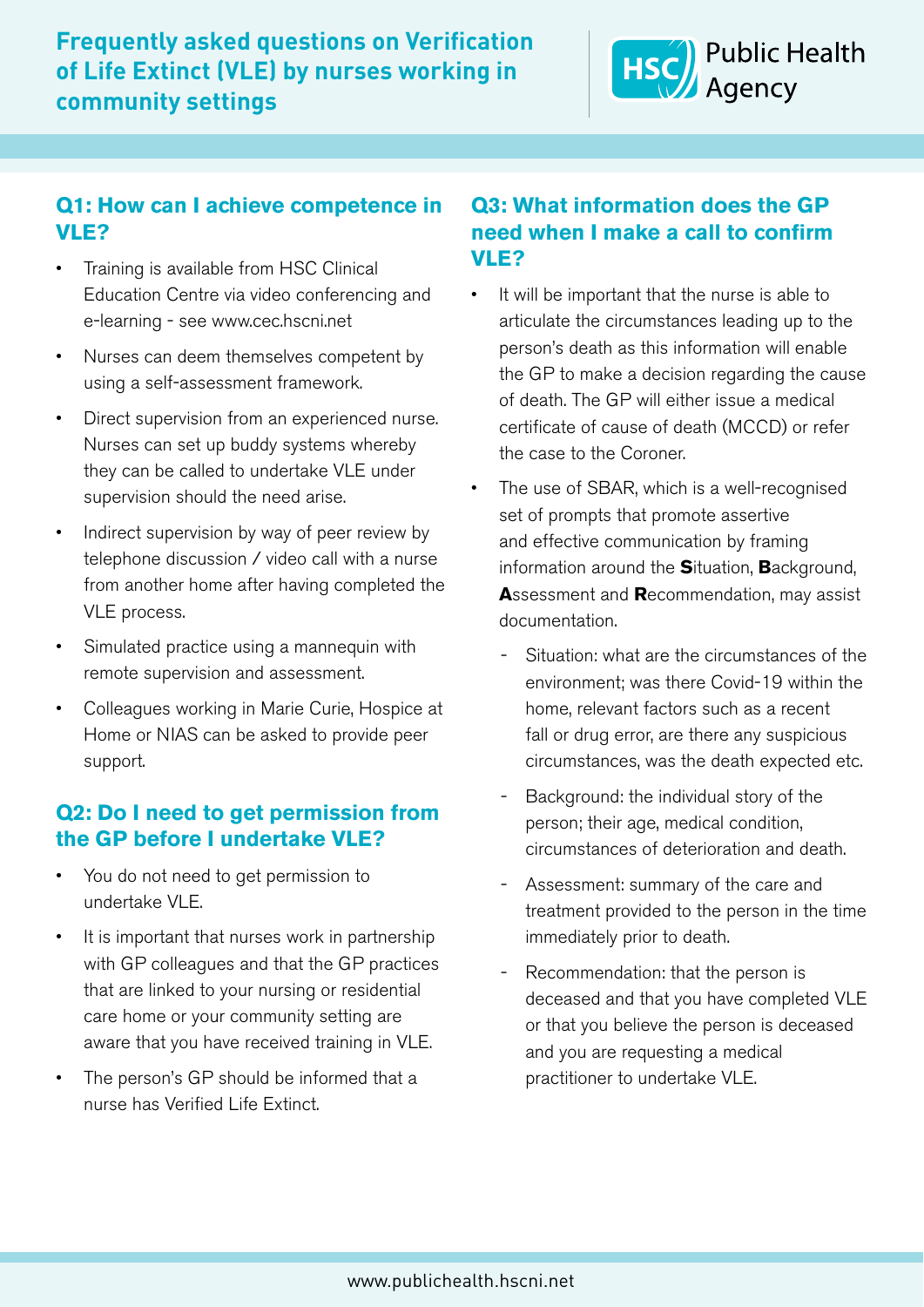# Frequently asked questions on Verification of Life Extinct (VLE) by nurses working in community settings

HSC Public Health Agency

## Q1: How can I achieve competence in VLE?

- Training is available from HSC Clinical Education Centre via video conferencing and e-learning - see www.cec.hscni.net
- Nurses can deem themselves competent by using a self-assessment framework.
- Direct supervision from an experienced nurse. Nurses can set up buddy systems whereby they can be called to undertake VLE under supervision should the need arise.
- Indirect supervision by way of peer review by telephone discussion / video call with a nurse from another home after having completed the VLE process.
- Simulated practice using a mannequin with remote supervision and assessment.
- Colleagues working in Marie Curie, Hospice at Home or NIAS can be asked to provide peer support.

## Q2: Do I need to get permission from the GP before I undertake VLE?

- You do not need to get permission to undertake VLE.
- It is important that nurses work in partnership with GP colleagues and that the GP practices that are linked to your nursing or residential care home or your community setting are aware that you have received training in VLE.
- The person's GP should be informed that a nurse has Verified Life Extinct.

## Q3: What information does the GP need when I make a call to confirm VLE?

- It will be important that the nurse is able to articulate the circumstances leading up to the person's death as this information will enable the GP to make a decision regarding the cause of death. The GP will either issue a medical certificate of cause of death (MCCD) or refer the case to the Coroner.
- The use of SBAR, which is a well-recognised set of prompts that promote assertive and effective communication by framing information around the **S**ituation, **B**ackground, **A**ssessment and **R**ecommendation, may assist documentation.
  - Situation: what are the circumstances of the environment; was there Covid-19 within the home, relevant factors such as a recent fall or drug error, are there any suspicious circumstances, was the death expected etc.
  - Background: the individual story of the person; their age, medical condition, circumstances of deterioration and death.
  - Assessment: summary of the care and treatment provided to the person in the time immediately prior to death.
  - Recommendation: that the person is deceased and that you have completed VLE or that you believe the person is deceased and you are requesting a medical practitioner to undertake VLE.

www.publichealth.hscni.net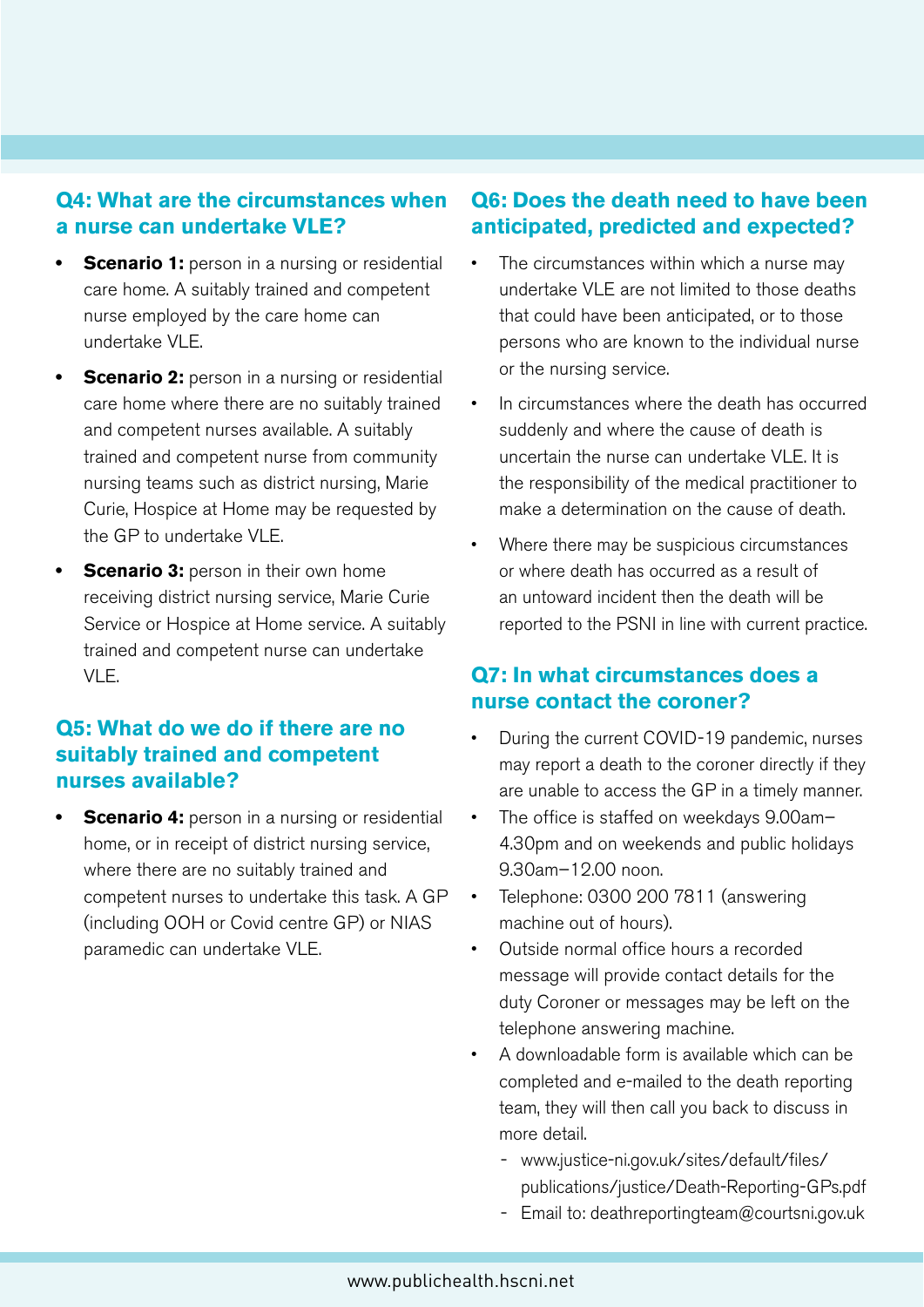## Q4: What are the circumstances when a nurse can undertake VLE?

- **Scenario 1:** person in a nursing or residential care home. A suitably trained and competent nurse employed by the care home can undertake VLE.
- **Scenario 2:** person in a nursing or residential care home where there are no suitably trained and competent nurses available. A suitably trained and competent nurse from community nursing teams such as district nursing, Marie Curie, Hospice at Home may be requested by the GP to undertake VLE.
- **Scenario 3:** person in their own home receiving district nursing service, Marie Curie Service or Hospice at Home service. A suitably trained and competent nurse can undertake VLE.

## Q5: What do we do if there are no suitably trained and competent nurses available?

- **Scenario 4:** person in a nursing or residential home, or in receipt of district nursing service, where there are no suitably trained and competent nurses to undertake this task. A GP (including OOH or Covid centre GP) or NIAS paramedic can undertake VLE.

## Q6: Does the death need to have been anticipated, predicted and expected?

- The circumstances within which a nurse may undertake VLE are not limited to those deaths that could have been anticipated, or to those persons who are known to the individual nurse or the nursing service.
- In circumstances where the death has occurred suddenly and where the cause of death is uncertain the nurse can undertake VLE. It is the responsibility of the medical practitioner to make a determination on the cause of death.
- Where there may be suspicious circumstances or where death has occurred as a result of an untoward incident then the death will be reported to the PSNI in line with current practice.

## Q7: In what circumstances does a nurse contact the coroner?

- During the current COVID-19 pandemic, nurses may report a death to the coroner directly if they are unable to access the GP in a timely manner.
- The office is staffed on weekdays 9.00am–4.30pm and on weekends and public holidays 9.30am–12.00 noon.
- Telephone: 0300 200 7811 (answering machine out of hours).
- Outside normal office hours a recorded message will provide contact details for the duty Coroner or messages may be left on the telephone answering machine.
- A downloadable form is available which can be completed and e-mailed to the death reporting team, they will then call you back to discuss in more detail.
  - www.justice-ni.gov.uk/sites/default/files/publications/justice/Death-Reporting-GPs.pdf
  - Email to: deathreportingteam@courtsni.gov.uk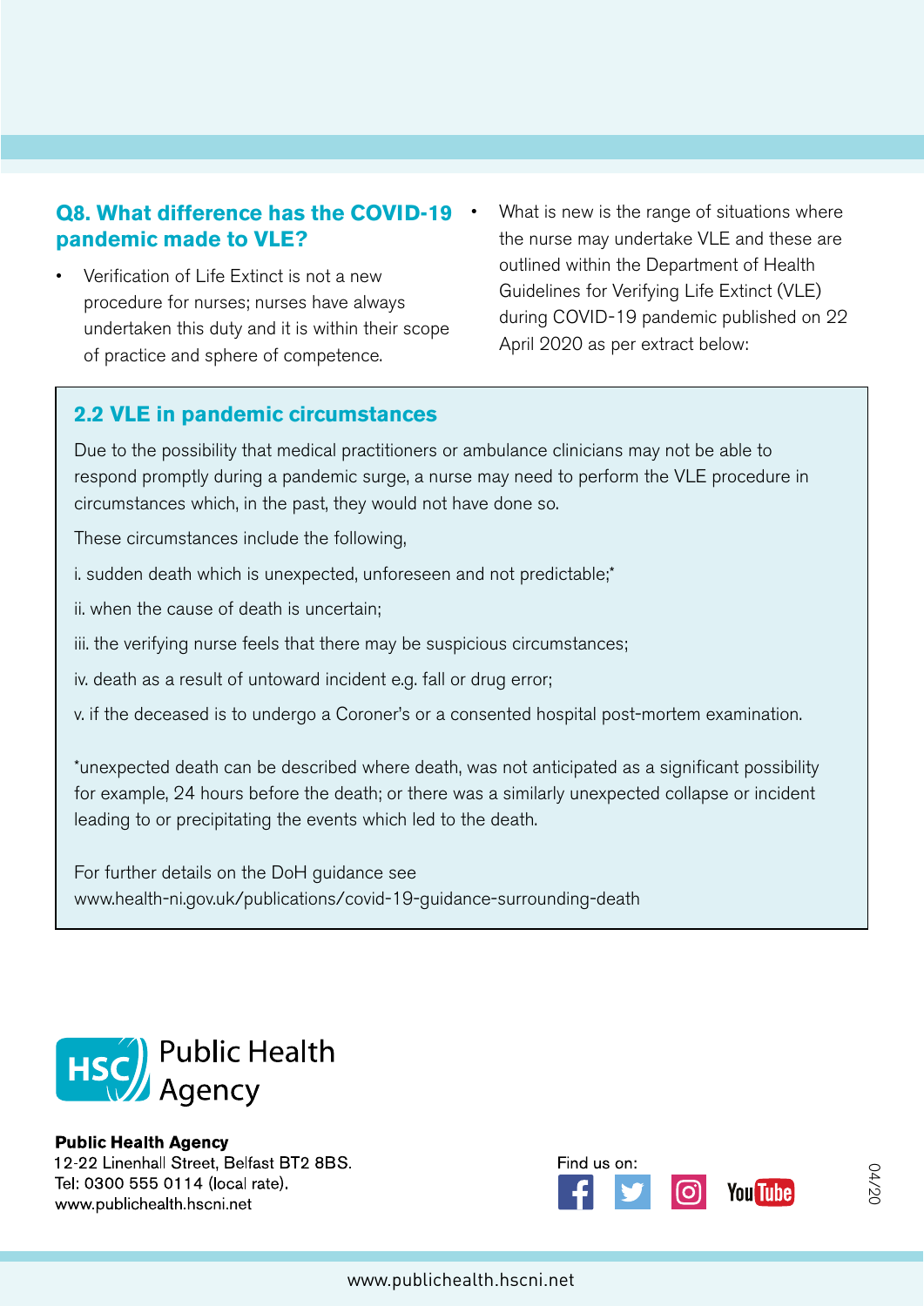## Q8. What difference has the COVID-19 pandemic made to VLE?

- Verification of Life Extinct is not a new procedure for nurses; nurses have always undertaken this duty and it is within their scope of practice and sphere of competence.
- What is new is the range of situations where the nurse may undertake VLE and these are outlined within the Department of Health Guidelines for Verifying Life Extinct (VLE) during COVID-19 pandemic published on 22 April 2020 as per extract below:

### 2.2 VLE in pandemic circumstances

Due to the possibility that medical practitioners or ambulance clinicians may not be able to respond promptly during a pandemic surge, a nurse may need to perform the VLE procedure in circumstances which, in the past, they would not have done so.

These circumstances include the following,

i. sudden death which is unexpected, unforeseen and not predictable;*

ii. when the cause of death is uncertain;

iii. the verifying nurse feels that there may be suspicious circumstances;

iv. death as a result of untoward incident e.g. fall or drug error;

v. if the deceased is to undergo a Coroner's or a consented hospital post-mortem examination.

*unexpected death can be described where death, was not anticipated as a significant possibility for example, 24 hours before the death; or there was a similarly unexpected collapse or incident leading to or precipitating the events which led to the death.

For further details on the DoH guidance see
www.health-ni.gov.uk/publications/covid-19-guidance-surrounding-death

HSC Public Health Agency

**Public Health Agency**
12-22 Linenhall Street, Belfast BT2 8BS.
Tel: 0300 555 0114 (local rate).
www.publichealth.hscni.net

Find us on:

04/20